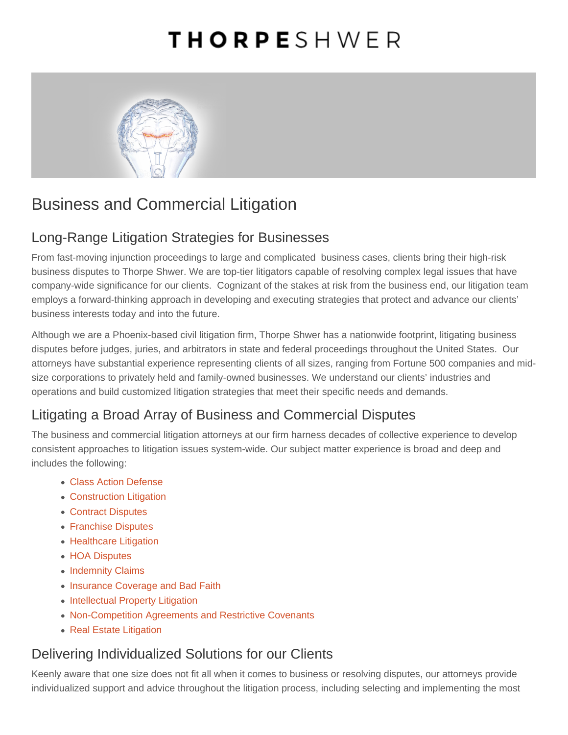# THORPESHWER

# Business and Commercial Litigation

## Long-Range Litigation Strategies for Businesses

From fast-moving injunction proceedings to large and complicated business cases, clients bring their high-risk business disputes to Thorpe Shwer. We are top-tier litigators capable of resolving complex legal issues that have company-wide significance for our clients. Cognizant of the stakes at risk from the business end, our litigation team employs a forward-thinking approach in developing and executing strategies that protect and advance our clients' business interests today and into the future.

Although we are a Phoenix-based civil litigation firm, Thorpe Shwer has a nationwide footprint, litigating business disputes before judges, juries, and arbitrators in state and federal proceedings throughout the United States. Our attorneys have substantial experience representing clients of all sizes, ranging from Fortune 500 companies and mid-size corporations to privately held and family-owned businesses. We understand our clients' industries and operations and build customized litigation strategies that meet their specific needs and demands.

## Litigating a Broad Array of Business and Commercial Disputes

The business and commercial litigation attorneys at our firm harness decades of collective experience to develop consistent approaches to litigation issues system-wide. Our subject matter experience is broad and deep and includes the following:

- Class Action Defense
- Construction Litigation
- Contract Disputes
- Franchise Disputes
- Healthcare Litigation
- HOA Disputes
- Indemnity Claims
- Insurance Coverage and Bad Faith
- Intellectual Property Litigation
- Non-Competition Agreements and Restrictive Covenants
- Real Estate Litigation

## Delivering Individualized Solutions for our Clients

Keenly aware that one size does not fit all when it comes to business or resolving disputes, our attorneys provide individualized support and advice throughout the litigation process, including selecting and implementing the most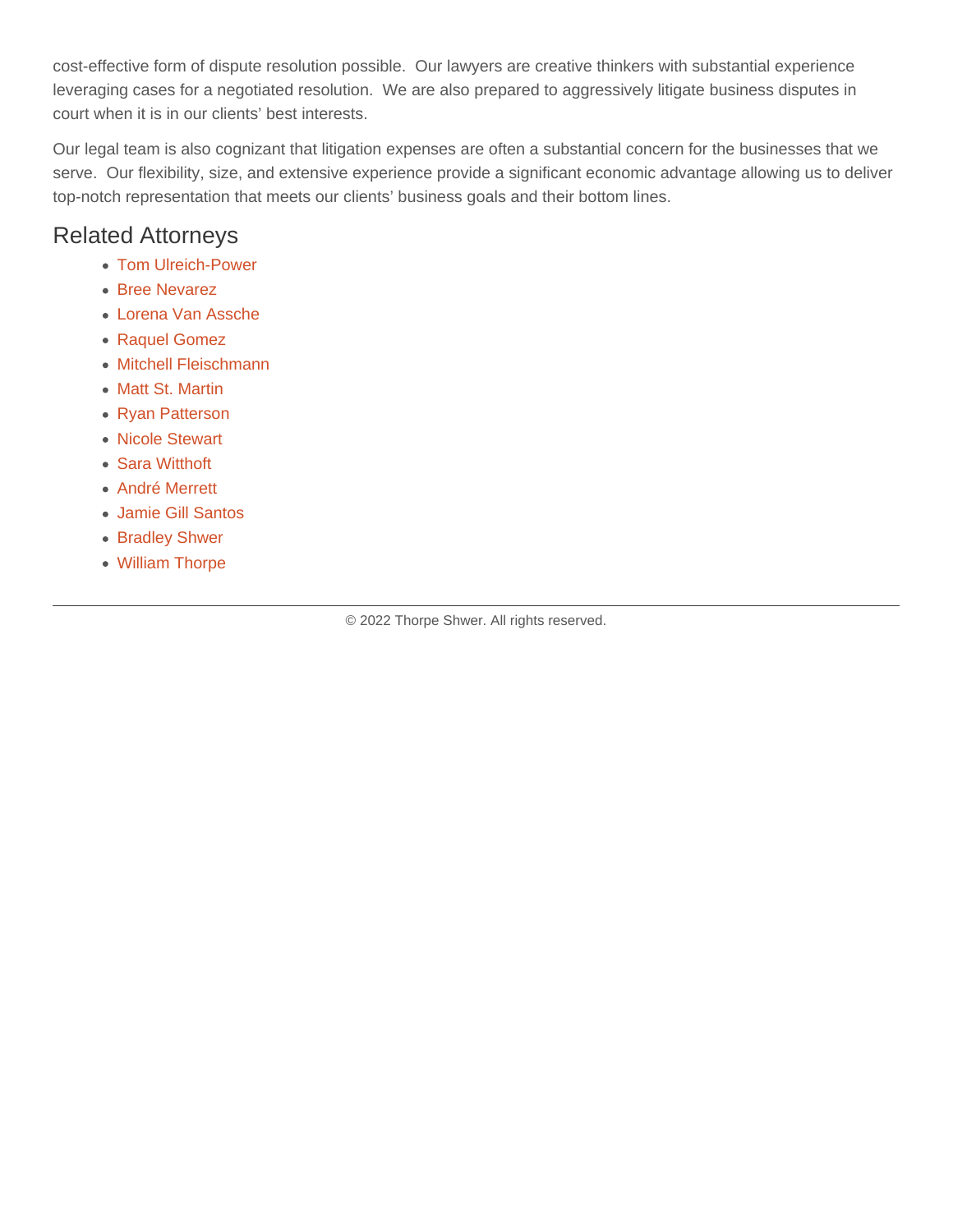cost-effective form of dispute resolution possible.  Our lawyers are creative thinkers with substantial experience leveraging cases for a negotiated resolution.  We are also prepared to aggressively litigate business disputes in court when it is in our clients' best interests.

Our legal team is also cognizant that litigation expenses are often a substantial concern for the businesses that we serve.  Our flexibility, size, and extensive experience provide a significant economic advantage allowing us to deliver top-notch representation that meets our clients' business goals and their bottom lines.

## Related Attorneys

- Tom Ulreich-Power
- Bree Nevarez
- Lorena Van Assche
- Raquel Gomez
- Mitchell Fleischmann
- Matt St. Martin
- Ryan Patterson
- Nicole Stewart
- Sara Witthoft
- André Merrett
- Jamie Gill Santos
- Bradley Shwer
- William Thorpe

---

© 2022 Thorpe Shwer. All rights reserved.